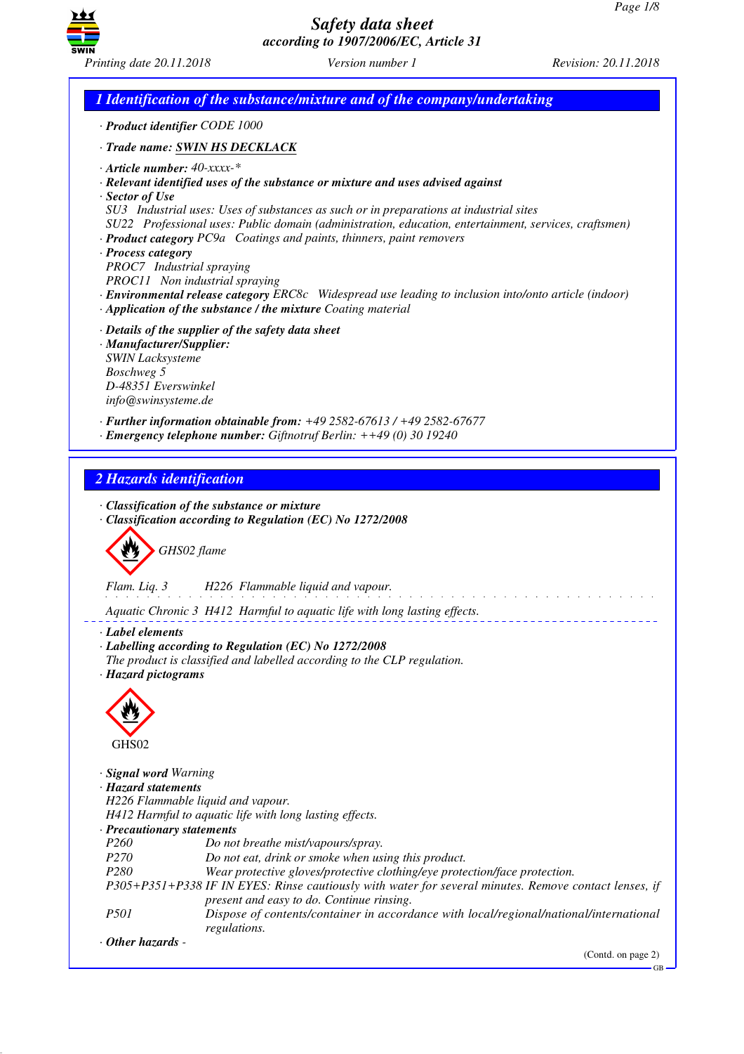## 1 Identification of the substance/mixture and of the company/undertaking

· **Product identifier** CODE 1000

· **Trade name: SWIN HS DECKLACK**

· **Article number:** 40-xxxx-*
· **Relevant identified uses of the substance or mixture and uses advised against**
· **Sector of Use**
SU3 Industrial uses: Uses of substances as such or in preparations at industrial sites
SU22 Professional uses: Public domain (administration, education, entertainment, services, craftsmen)
· **Product category** PC9a Coatings and paints, thinners, paint removers
· **Process category**
PROC7 Industrial spraying
PROC11 Non industrial spraying
· **Environmental release category** ERC8c Widespread use leading to inclusion into/onto article (indoor)
· **Application of the substance / the mixture** Coating material

· **Details of the supplier of the safety data sheet**
· **Manufacturer/Supplier:**
SWIN Lacksysteme
Boschweg 5
D-48351 Everswinkel
info@swinsysteme.de

· **Further information obtainable from:** +49 2582-67613 / +49 2582-67677
· **Emergency telephone number:** Giftnotruf Berlin: ++49 (0) 30 19240

## 2 Hazards identification

· **Classification of the substance or mixture**
· **Classification according to Regulation (EC) No 1272/2008**

GHS02 flame

Flam. Liq. 3 H226 Flammable liquid and vapour.

Aquatic Chronic 3 H412 Harmful to aquatic life with long lasting effects.

· **Label elements**
· **Labelling according to Regulation (EC) No 1272/2008**
The product is classified and labelled according to the CLP regulation.
· **Hazard pictograms**

GHS02

· **Signal word** Warning
· **Hazard statements**
H226 Flammable liquid and vapour.
H412 Harmful to aquatic life with long lasting effects.
· **Precautionary statements**

| | |
|---|---|
| P260 | Do not breathe mist/vapours/spray. |
| P270 | Do not eat, drink or smoke when using this product. |
| P280 | Wear protective gloves/protective clothing/eye protection/face protection. |
| P305+P351+P338 | IF IN EYES: Rinse cautiously with water for several minutes. Remove contact lenses, if present and easy to do. Continue rinsing. |
| P501 | Dispose of contents/container in accordance with local/regional/national/international regulations. |

· **Other hazards** -

(Contd. on page 2)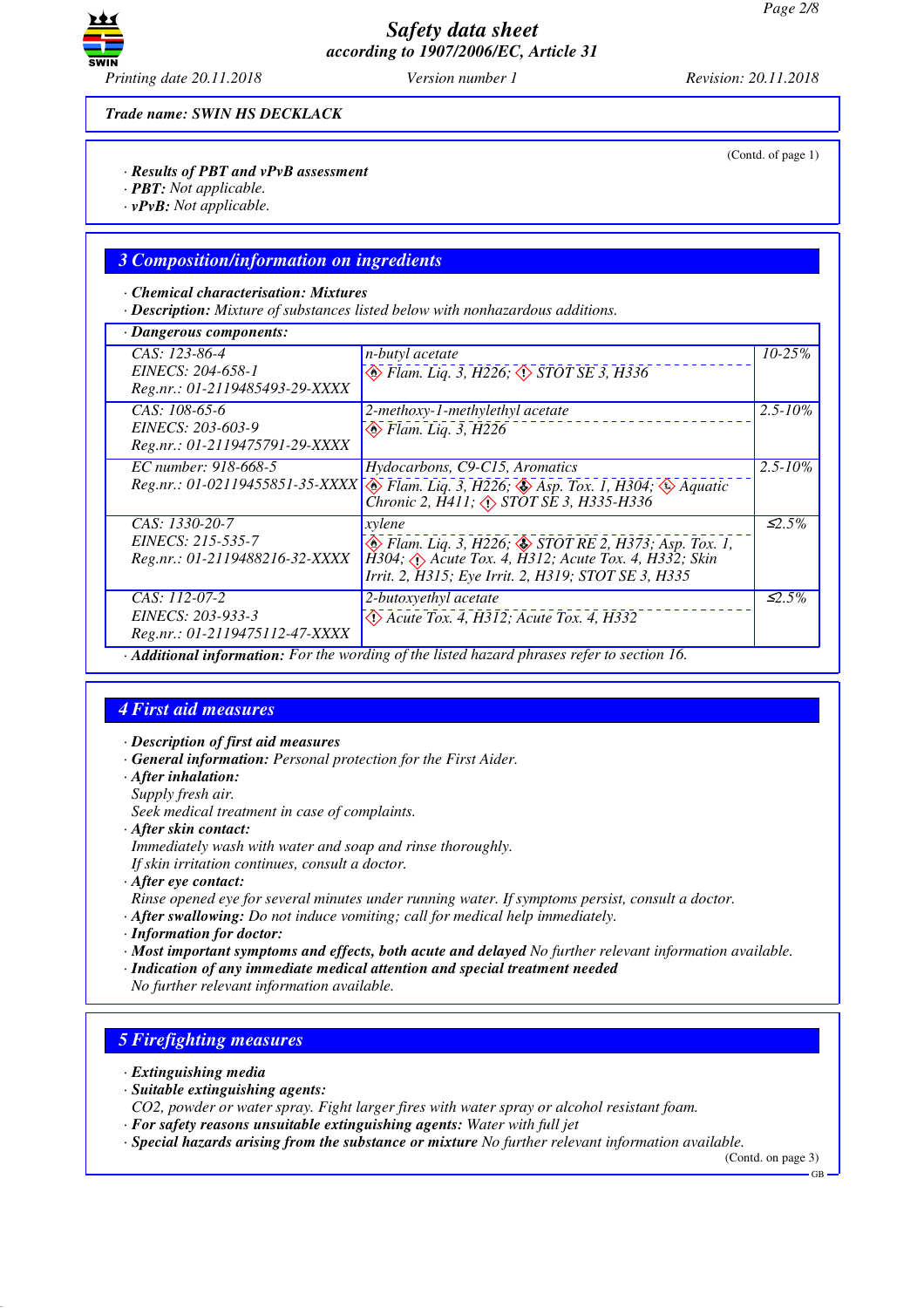Trade name: SWIN HS DECKLACK

(Contd. of page 1)

· **Results of PBT and vPvB assessment**
· **PBT:** Not applicable.
· **vPvB:** Not applicable.

## 3 Composition/information on ingredients

· **Chemical characterisation: Mixtures**
· **Description:** Mixture of substances listed below with nonhazardous additions.

| · Dangerous components: | | |
|---|---|---|
| CAS: 123-86-4<br>EINECS: 204-658-1<br>Reg.nr.: 01-2119485493-29-XXXX | n-butyl acetate<br>Flam. Liq. 3, H226; STOT SE 3, H336 | 10-25% |
| CAS: 108-65-6<br>EINECS: 203-603-9<br>Reg.nr.: 01-2119475791-29-XXXX | 2-methoxy-1-methylethyl acetate<br>Flam. Liq. 3, H226 | 2.5-10% |
| EC number: 918-668-5<br>Reg.nr.: 01-02119455851-35-XXXX | Hydocarbons, C9-C15, Aromatics<br>Flam. Liq. 3, H226; Asp. Tox. 1, H304; Aquatic Chronic 2, H411; STOT SE 3, H335-H336 | 2.5-10% |
| CAS: 1330-20-7<br>EINECS: 215-535-7<br>Reg.nr.: 01-2119488216-32-XXXX | xylene<br>Flam. Liq. 3, H226; STOT RE 2, H373; Asp. Tox. 1, H304; Acute Tox. 4, H312; Acute Tox. 4, H332; Skin Irrit. 2, H315; Eye Irrit. 2, H319; STOT SE 3, H335 | ≤2.5% |
| CAS: 112-07-2<br>EINECS: 203-933-3<br>Reg.nr.: 01-2119475112-47-XXXX | 2-butoxyethyl acetate<br>Acute Tox. 4, H312; Acute Tox. 4, H332 | ≤2.5% |

· **Additional information:** For the wording of the listed hazard phrases refer to section 16.

## 4 First aid measures

· **Description of first aid measures**
· **General information:** Personal protection for the First Aider.
· **After inhalation:**
Supply fresh air.
Seek medical treatment in case of complaints.
· **After skin contact:**
Immediately wash with water and soap and rinse thoroughly.
If skin irritation continues, consult a doctor.
· **After eye contact:**
Rinse opened eye for several minutes under running water. If symptoms persist, consult a doctor.
· **After swallowing:** Do not induce vomiting; call for medical help immediately.
· **Information for doctor:**
· **Most important symptoms and effects, both acute and delayed** No further relevant information available.
· **Indication of any immediate medical attention and special treatment needed**
No further relevant information available.

## 5 Firefighting measures

· **Extinguishing media**
· **Suitable extinguishing agents:**
$CO_2$, powder or water spray. Fight larger fires with water spray or alcohol resistant foam.
· **For safety reasons unsuitable extinguishing agents:** Water with full jet
· **Special hazards arising from the substance or mixture** No further relevant information available.

(Contd. on page 3)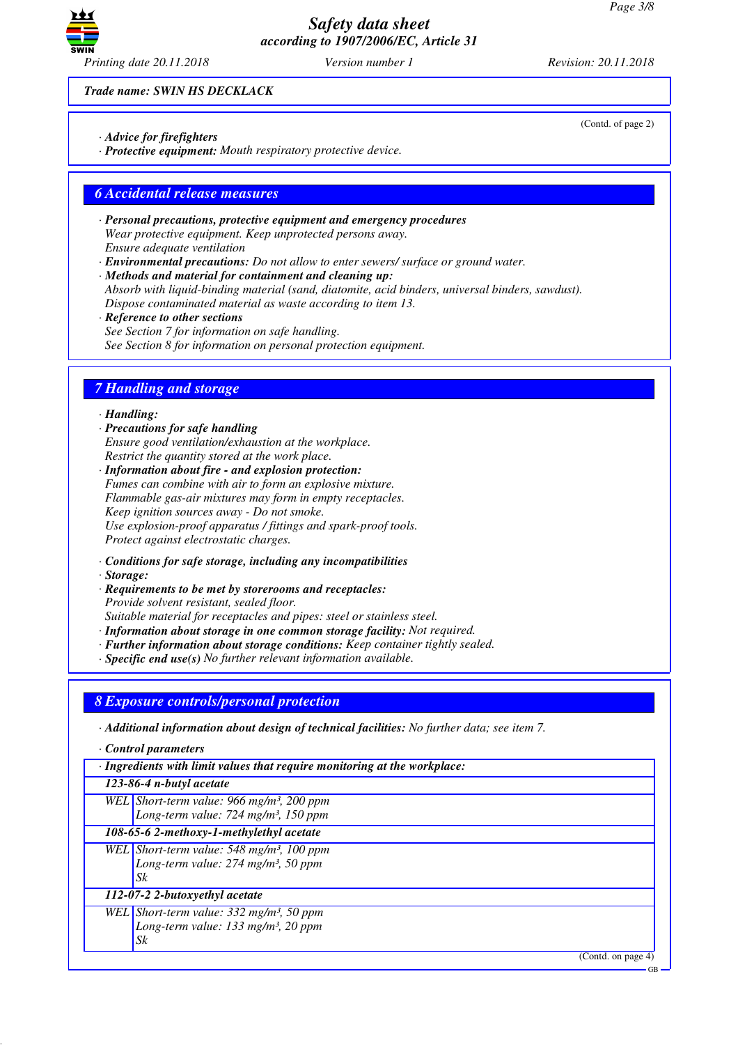*Trade name:* ***SWIN HS DECKLACK***

(Contd. of page 2)

· ***Advice for firefighters***
· ***Protective equipment:*** *Mouth respiratory protective device.*

## 6 Accidental release measures

· ***Personal precautions, protective equipment and emergency procedures***
*Wear protective equipment. Keep unprotected persons away.*
*Ensure adequate ventilation*
· ***Environmental precautions:*** *Do not allow to enter sewers/ surface or ground water.*
· ***Methods and material for containment and cleaning up:***
*Absorb with liquid-binding material (sand, diatomite, acid binders, universal binders, sawdust).*
*Dispose contaminated material as waste according to item 13.*
· ***Reference to other sections***
*See Section 7 for information on safe handling.*
*See Section 8 for information on personal protection equipment.*

## 7 Handling and storage

· ***Handling:***
· ***Precautions for safe handling***
*Ensure good ventilation/exhaustion at the workplace.*
*Restrict the quantity stored at the work place.*
· ***Information about fire - and explosion protection:***
*Fumes can combine with air to form an explosive mixture.*
*Flammable gas-air mixtures may form in empty receptacles.*
*Keep ignition sources away - Do not smoke.*
*Use explosion-proof apparatus / fittings and spark-proof tools.*
*Protect against electrostatic charges.*

· ***Conditions for safe storage, including any incompatibilities***
· ***Storage:***
· ***Requirements to be met by storerooms and receptacles:***
*Provide solvent resistant, sealed floor.*
*Suitable material for receptacles and pipes: steel or stainless steel.*
· ***Information about storage in one common storage facility:*** *Not required.*
· ***Further information about storage conditions:*** *Keep container tightly sealed.*
· ***Specific end use(s)*** *No further relevant information available.*

## 8 Exposure controls/personal protection

· ***Additional information about design of technical facilities:*** *No further data; see item 7.*

· ***Control parameters***

| · ***Ingredients with limit values that require monitoring at the workplace:*** | |
|---|---|
| ***123-86-4 n-butyl acetate*** | |
| WEL | Short-term value: 966 mg/m³, 200 ppm<br>Long-term value: 724 mg/m³, 150 ppm |
| ***108-65-6 2-methoxy-1-methylethyl acetate*** | |
| WEL | Short-term value: 548 mg/m³, 100 ppm<br>Long-term value: 274 mg/m³, 50 ppm<br>Sk |
| ***112-07-2 2-butoxyethyl acetate*** | |
| WEL | Short-term value: 332 mg/m³, 50 ppm<br>Long-term value: 133 mg/m³, 20 ppm<br>Sk |

(Contd. on page 4)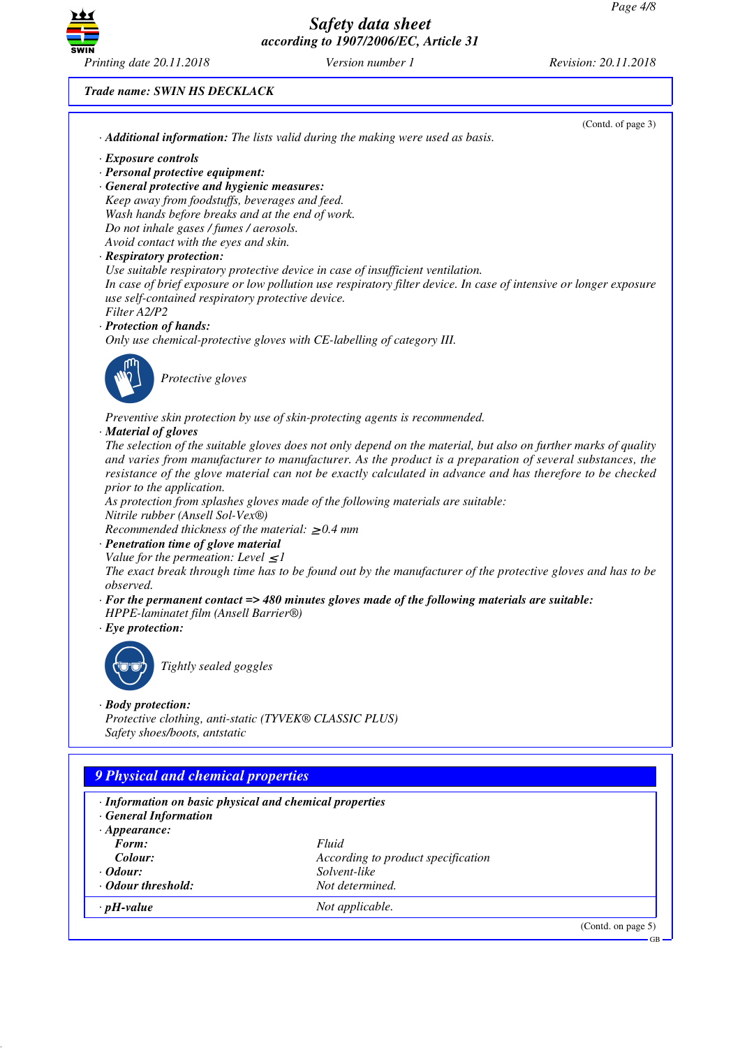**Trade name: SWIN HS DECKLACK**

(Contd. of page 3)

· **Additional information:** The lists valid during the making were used as basis.

· **Exposure controls**
· **Personal protective equipment:**
· **General protective and hygienic measures:**
Keep away from foodstuffs, beverages and feed.
Wash hands before breaks and at the end of work.
Do not inhale gases / fumes / aerosols.
Avoid contact with the eyes and skin.
· **Respiratory protection:**
Use suitable respiratory protective device in case of insufficient ventilation.
In case of brief exposure or low pollution use respiratory filter device. In case of intensive or longer exposure use self-contained respiratory protective device.
Filter A2/P2
· **Protection of hands:**
Only use chemical-protective gloves with CE-labelling of category III.

Protective gloves

Preventive skin protection by use of skin-protecting agents is recommended.
· **Material of gloves**
The selection of the suitable gloves does not only depend on the material, but also on further marks of quality and varies from manufacturer to manufacturer. As the product is a preparation of several substances, the resistance of the glove material can not be exactly calculated in advance and has therefore to be checked prior to the application.
As protection from splashes gloves made of the following materials are suitable:
Nitrile rubber (Ansell Sol-Vex®)
Recommended thickness of the material: ≥ 0.4 mm
· **Penetration time of glove material**
Value for the permeation: Level ≤ 1
The exact break through time has to be found out by the manufacturer of the protective gloves and has to be observed.
· **For the permanent contact => 480 minutes gloves made of the following materials are suitable:**
HPPE-laminatet film (Ansell Barrier®)
· **Eye protection:**

Tightly sealed goggles

· **Body protection:**
Protective clothing, anti-static (TYVEK® CLASSIC PLUS)
Safety shoes/boots, antstatic

## 9 Physical and chemical properties

· **Information on basic physical and chemical properties**
· **General Information**
· **Appearance:**

| | |
|---|---|
| **Form:** | Fluid |
| **Colour:** | According to product specification |
| · **Odour:** | Solvent-like |
| · **Odour threshold:** | Not determined. |
| · **pH-value** | Not applicable. |

(Contd. on page 5)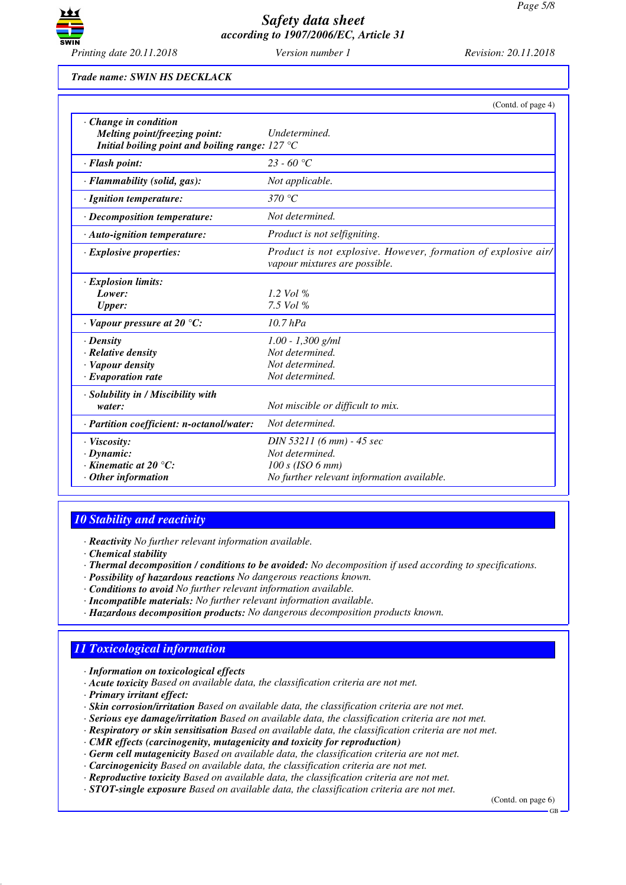Trade name: SWIN HS DECKLACK

(Contd. of page 4)

| | |
|---|---|
| · **Change in condition** | |
| **Melting point/freezing point:** | *Undetermined.* |
| **Initial boiling point and boiling range:** | *127 °C* |
| · **Flash point:** | *23 - 60 °C* |
| · **Flammability (solid, gas):** | *Not applicable.* |
| · **Ignition temperature:** | *370 °C* |
| · **Decomposition temperature:** | *Not determined.* |
| · **Auto-ignition temperature:** | *Product is not selfigniting.* |
| · **Explosive properties:** | *Product is not explosive. However, formation of explosive air/vapour mixtures are possible.* |
| · **Explosion limits:** | |
| **Lower:** | *1.2 Vol %* |
| **Upper:** | *7.5 Vol %* |
| · **Vapour pressure at 20 °C:** | *10.7 hPa* |
| · **Density** | *1.00 - 1,300 g/ml* |
| · **Relative density** | *Not determined.* |
| · **Vapour density** | *Not determined.* |
| · **Evaporation rate** | *Not determined.* |
| · **Solubility in / Miscibility with water:** | *Not miscible or difficult to mix.* |
| · **Partition coefficient: n-octanol/water:** | *Not determined.* |
| · **Viscosity:** | *DIN 53211 (6 mm) - 45 sec* |
| · **Dynamic:** | *Not determined.* |
| · **Kinematic at 20 °C:** | *100 s (ISO 6 mm)* |
| · **Other information** | *No further relevant information available.* |

## 10 Stability and reactivity

- · **Reactivity** No further relevant information available.
- · **Chemical stability**
- · **Thermal decomposition / conditions to be avoided:** No decomposition if used according to specifications.
- · **Possibility of hazardous reactions** No dangerous reactions known.
- · **Conditions to avoid** No further relevant information available.
- · **Incompatible materials:** No further relevant information available.
- · **Hazardous decomposition products:** No dangerous decomposition products known.

## 11 Toxicological information

- · **Information on toxicological effects**
- · **Acute toxicity** Based on available data, the classification criteria are not met.
- · **Primary irritant effect:**
- · **Skin corrosion/irritation** Based on available data, the classification criteria are not met.
- · **Serious eye damage/irritation** Based on available data, the classification criteria are not met.
- · **Respiratory or skin sensitisation** Based on available data, the classification criteria are not met.
- · **CMR effects (carcinogenity, mutagenicity and toxicity for reproduction)**
- · **Germ cell mutagenicity** Based on available data, the classification criteria are not met.
- · **Carcinogenicity** Based on available data, the classification criteria are not met.
- · **Reproductive toxicity** Based on available data, the classification criteria are not met.
- · **STOT-single exposure** Based on available data, the classification criteria are not met.

(Contd. on page 6)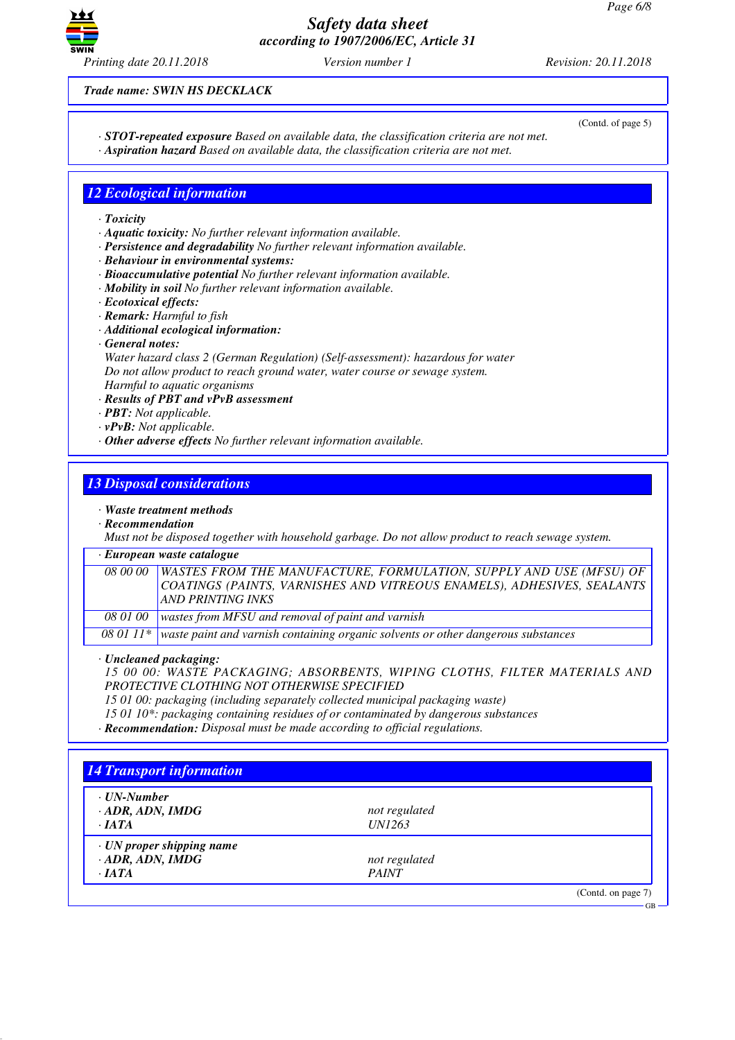**Trade name: SWIN HS DECKLACK**

(Contd. of page 5)

· ***STOT-repeated exposure*** *Based on available data, the classification criteria are not met.*
· ***Aspiration hazard*** *Based on available data, the classification criteria are not met.*

## 12 Ecological information

· ***Toxicity***
· ***Aquatic toxicity:*** *No further relevant information available.*
· ***Persistence and degradability*** *No further relevant information available.*
· ***Behaviour in environmental systems:***
· ***Bioaccumulative potential*** *No further relevant information available.*
· ***Mobility in soil*** *No further relevant information available.*
· ***Ecotoxical effects:***
· ***Remark:*** *Harmful to fish*
· ***Additional ecological information:***
· ***General notes:***
*Water hazard class 2 (German Regulation) (Self-assessment): hazardous for water*
*Do not allow product to reach ground water, water course or sewage system.*
*Harmful to aquatic organisms*
· ***Results of PBT and vPvB assessment***
· ***PBT:*** *Not applicable.*
· ***vPvB:*** *Not applicable.*
· ***Other adverse effects*** *No further relevant information available.*

## 13 Disposal considerations

· ***Waste treatment methods***
· ***Recommendation***
*Must not be disposed together with household garbage. Do not allow product to reach sewage system.*

| · European waste catalogue | |
|---|---|
| 08 00 00 | WASTES FROM THE MANUFACTURE, FORMULATION, SUPPLY AND USE (MFSU) OF COATINGS (PAINTS, VARNISHES AND VITREOUS ENAMELS), ADHESIVES, SEALANTS AND PRINTING INKS |
| 08 01 00 | wastes from MFSU and removal of paint and varnish |
| 08 01 11* | waste paint and varnish containing organic solvents or other dangerous substances |

· ***Uncleaned packaging:***
*15 00 00: WASTE PACKAGING; ABSORBENTS, WIPING CLOTHS, FILTER MATERIALS AND PROTECTIVE CLOTHING NOT OTHERWISE SPECIFIED*
*15 01 00: packaging (including separately collected municipal packaging waste)*
*15 01 10*: packaging containing residues of or contaminated by dangerous substances*
· ***Recommendation:*** *Disposal must be made according to official regulations.*

## 14 Transport information

| | |
|---|---|
| · **UN-Number** | |
| · **ADR, ADN, IMDG** | not regulated |
| · **IATA** | UN1263 |
| · **UN proper shipping name** | |
| · **ADR, ADN, IMDG** | not regulated |
| · **IATA** | PAINT |

(Contd. on page 7)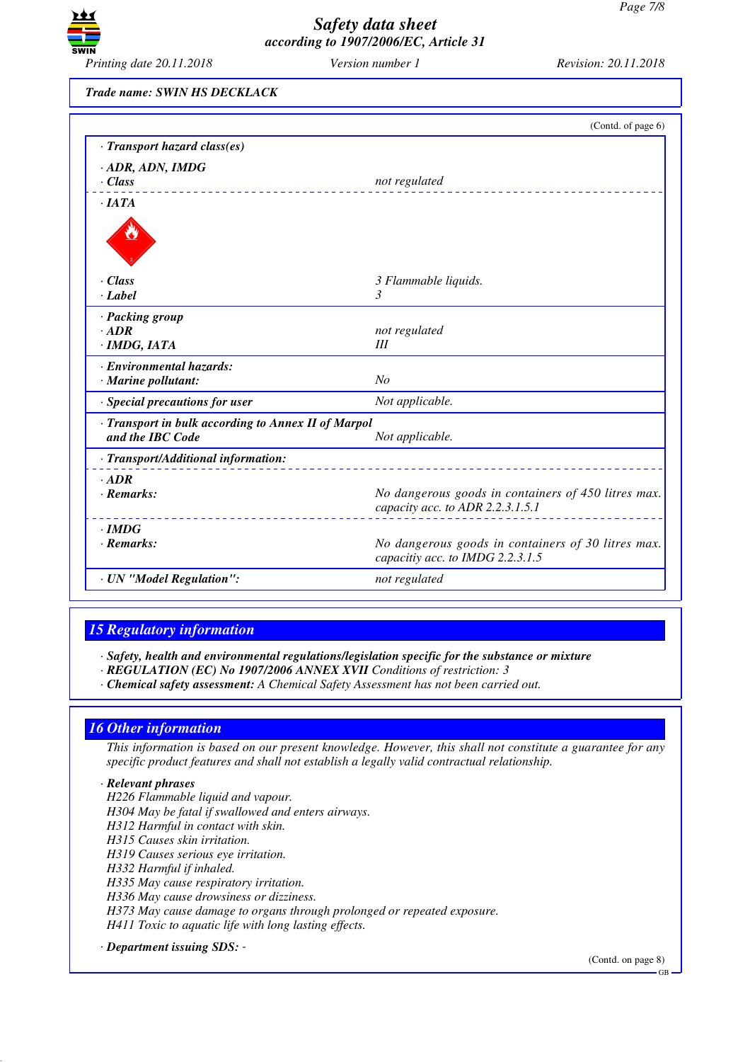**Trade name: SWIN HS DECKLACK**

(Contd. of page 6)

| | |
|---|---|
| · **Transport hazard class(es)** | |
| · **ADR, ADN, IMDG** | |
| · **Class** | not regulated |
| · **IATA** | |
| · **Class** | 3 Flammable liquids. |
| · **Label** | 3 |
| · **Packing group** | |
| · **ADR** | not regulated |
| · **IMDG, IATA** | III |
| · **Environmental hazards:** | |
| · **Marine pollutant:** | No |
| · **Special precautions for user** | Not applicable. |
| · **Transport in bulk according to Annex II of Marpol and the IBC Code** | Not applicable. |
| · **Transport/Additional information:** | |
| · **ADR** | |
| · **Remarks:** | No dangerous goods in containers of 450 litres max. capacity acc. to ADR 2.2.3.1.5.1 |
| · **IMDG** | |
| · **Remarks:** | No dangerous goods in containers of 30 litres max. capacitiy acc. to IMDG 2.2.3.1.5 |
| · **UN "Model Regulation":** | not regulated |

## 15 Regulatory information

· **Safety, health and environmental regulations/legislation specific for the substance or mixture**
· **REGULATION (EC) No 1907/2006 ANNEX XVII** Conditions of restriction: 3
· **Chemical safety assessment:** A Chemical Safety Assessment has not been carried out.

## 16 Other information

This information is based on our present knowledge. However, this shall not constitute a guarantee for any specific product features and shall not establish a legally valid contractual relationship.

· **Relevant phrases**
H226 Flammable liquid and vapour.
H304 May be fatal if swallowed and enters airways.
H312 Harmful in contact with skin.
H315 Causes skin irritation.
H319 Causes serious eye irritation.
H332 Harmful if inhaled.
H335 May cause respiratory irritation.
H336 May cause drowsiness or dizziness.
H373 May cause damage to organs through prolonged or repeated exposure.
H411 Toxic to aquatic life with long lasting effects.

· **Department issuing SDS:** -

(Contd. on page 8)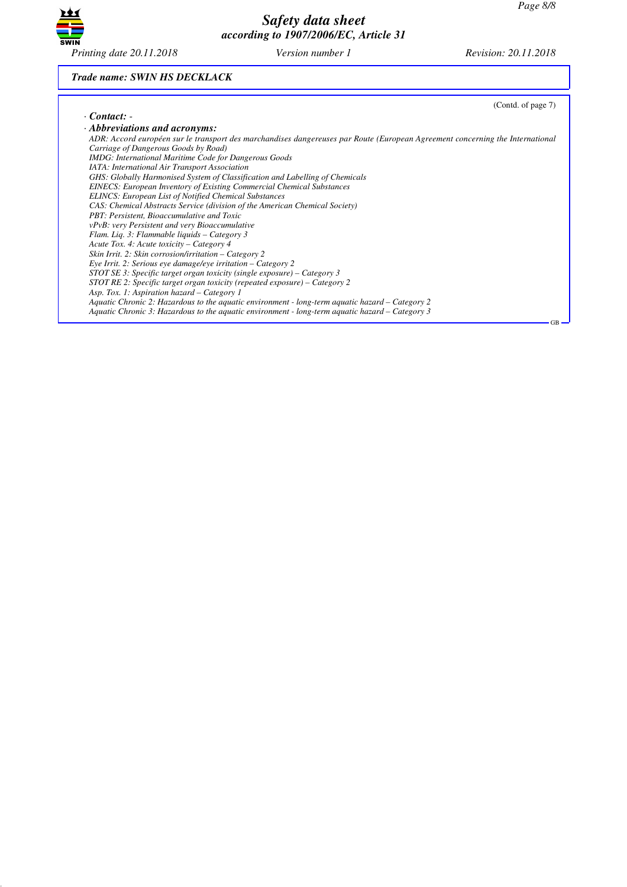*Trade name: SWIN HS DECKLACK*

(Contd. of page 7)

· ***Contact:*** -

· ***Abbreviations and acronyms:***

*ADR: Accord européen sur le transport des marchandises dangereuses par Route (European Agreement concerning the International Carriage of Dangerous Goods by Road)*
*IMDG: International Maritime Code for Dangerous Goods*
*IATA: International Air Transport Association*
*GHS: Globally Harmonised System of Classification and Labelling of Chemicals*
*EINECS: European Inventory of Existing Commercial Chemical Substances*
*ELINCS: European List of Notified Chemical Substances*
*CAS: Chemical Abstracts Service (division of the American Chemical Society)*
*PBT: Persistent, Bioaccumulative and Toxic*
*vPvB: very Persistent and very Bioaccumulative*
*Flam. Liq. 3: Flammable liquids – Category 3*
*Acute Tox. 4: Acute toxicity – Category 4*
*Skin Irrit. 2: Skin corrosion/irritation – Category 2*
*Eye Irrit. 2: Serious eye damage/eye irritation – Category 2*
*STOT SE 3: Specific target organ toxicity (single exposure) – Category 3*
*STOT RE 2: Specific target organ toxicity (repeated exposure) – Category 2*
*Asp. Tox. 1: Aspiration hazard – Category 1*
*Aquatic Chronic 2: Hazardous to the aquatic environment - long-term aquatic hazard – Category 2*
*Aquatic Chronic 3: Hazardous to the aquatic environment - long-term aquatic hazard – Category 3*

GB